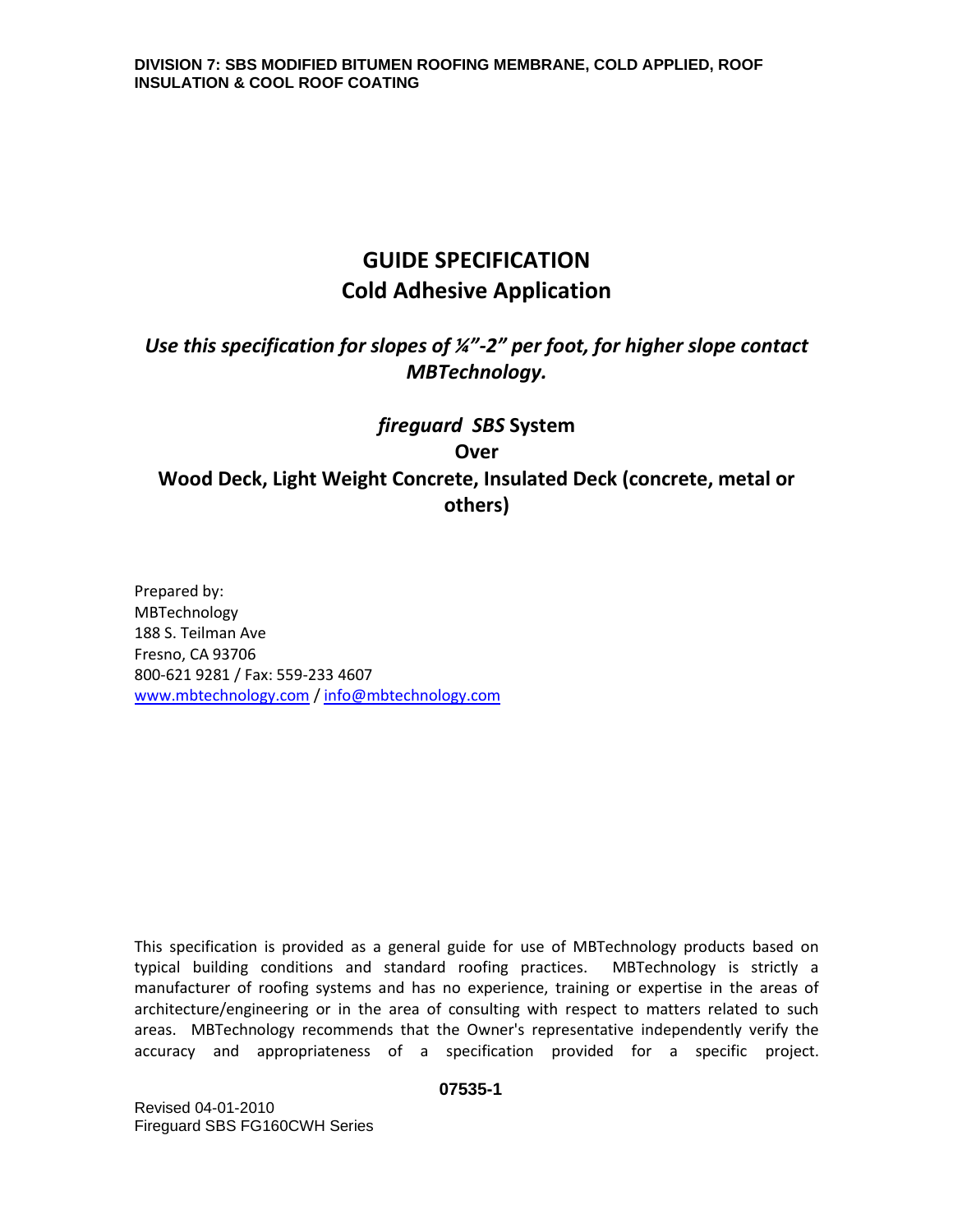DIVISION 7: SBS MODIFIED BITUMEN ROOFING MEMBRANE, COLD APPLIED, ROOF INSULATION & COOL ROOF COATING

# GUIDE SPECIFICATION
# Cold Adhesive Application

***Use this specification for slopes of ¼"-2" per foot, for higher slope contact MBTechnology.***

## *fireguard SBS* System
## Over
## Wood Deck, Light Weight Concrete, Insulated Deck (concrete, metal or others)

Prepared by:
MBTechnology
188 S. Teilman Ave
Fresno, CA 93706
800-621 9281 / Fax: 559-233 4607
www.mbtechnology.com / info@mbtechnology.com

This specification is provided as a general guide for use of MBTechnology products based on typical building conditions and standard roofing practices. MBTechnology is strictly a manufacturer of roofing systems and has no experience, training or expertise in the areas of architecture/engineering or in the area of consulting with respect to matters related to such areas. MBTechnology recommends that the Owner's representative independently verify the accuracy and appropriateness of a specification provided for a specific project.

**07535-1**

Revised 04-01-2010
Fireguard SBS FG160CWH Series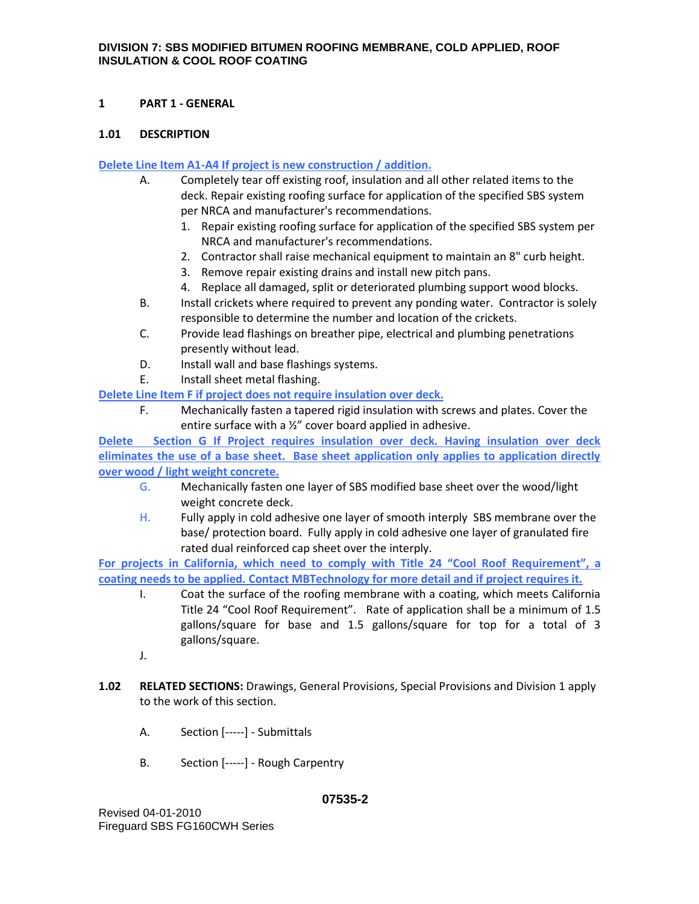**DIVISION 7: SBS MODIFIED BITUMEN ROOFING MEMBRANE, COLD APPLIED, ROOF INSULATION & COOL ROOF COATING**

## 1 PART 1 - GENERAL

### 1.01 DESCRIPTION

Delete Line Item A1-A4 If project is new construction / addition.

A. Completely tear off existing roof, insulation and all other related items to the deck. Repair existing roofing surface for application of the specified SBS system per NRCA and manufacturer's recommendations.
   1. Repair existing roofing surface for application of the specified SBS system per NRCA and manufacturer's recommendations.
   2. Contractor shall raise mechanical equipment to maintain an 8" curb height.
   3. Remove repair existing drains and install new pitch pans.
   4. Replace all damaged, split or deteriorated plumbing support wood blocks.

B. Install crickets where required to prevent any ponding water. Contractor is solely responsible to determine the number and location of the crickets.

C. Provide lead flashings on breather pipe, electrical and plumbing penetrations presently without lead.

D. Install wall and base flashings systems.

E. Install sheet metal flashing.

Delete Line Item F if project does not require insulation over deck.

F. Mechanically fasten a tapered rigid insulation with screws and plates. Cover the entire surface with a ½" cover board applied in adhesive.

Delete Section G If Project requires insulation over deck. Having insulation over deck eliminates the use of a base sheet. Base sheet application only applies to application directly over wood / light weight concrete.

G. Mechanically fasten one layer of SBS modified base sheet over the wood/light weight concrete deck.

H. Fully apply in cold adhesive one layer of smooth interply SBS membrane over the base/ protection board. Fully apply in cold adhesive one layer of granulated fire rated dual reinforced cap sheet over the interply.

For projects in California, which need to comply with Title 24 "Cool Roof Requirement", a coating needs to be applied. Contact MBTechnology for more detail and if project requires it.

I. Coat the surface of the roofing membrane with a coating, which meets California Title 24 "Cool Roof Requirement". Rate of application shall be a minimum of 1.5 gallons/square for base and 1.5 gallons/square for top for a total of 3 gallons/square.

J.

### 1.02 RELATED SECTIONS: 

Drawings, General Provisions, Special Provisions and Division 1 apply to the work of this section.

A. Section [-----] - Submittals

B. Section [-----] - Rough Carpentry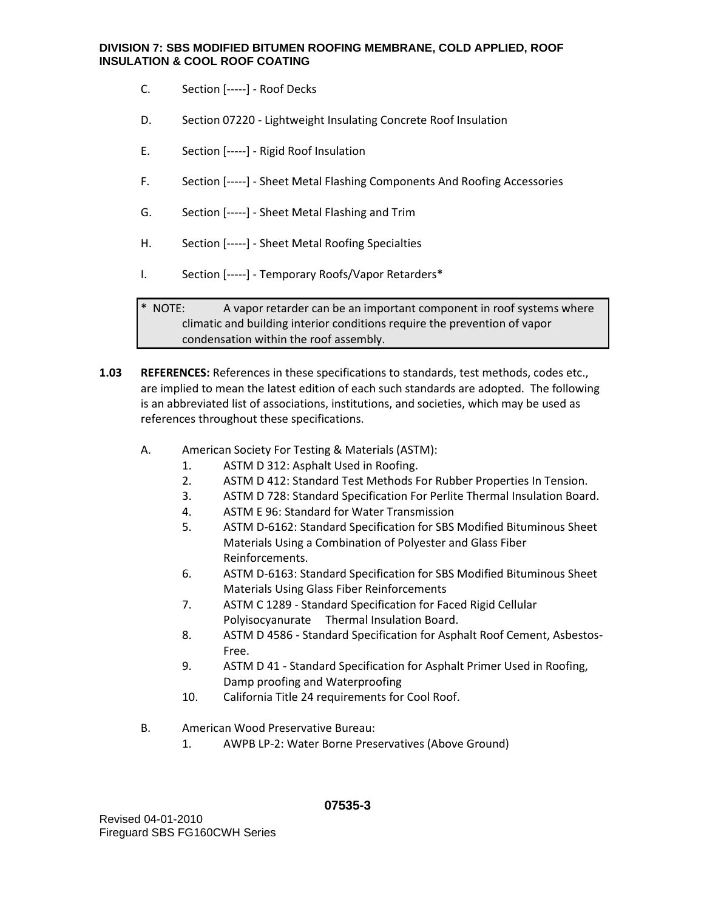C. Section [-----] - Roof Decks

D. Section 07220 - Lightweight Insulating Concrete Roof Insulation

E. Section [-----] - Rigid Roof Insulation

F. Section [-----] - Sheet Metal Flashing Components And Roofing Accessories

G. Section [-----] - Sheet Metal Flashing and Trim

H. Section [-----] - Sheet Metal Roofing Specialties

I. Section [-----] - Temporary Roofs/Vapor Retarders*

> * NOTE: A vapor retarder can be an important component in roof systems where climatic and building interior conditions require the prevention of vapor condensation within the roof assembly.

**1.03 REFERENCES:** References in these specifications to standards, test methods, codes etc., are implied to mean the latest edition of each such standards are adopted. The following is an abbreviated list of associations, institutions, and societies, which may be used as references throughout these specifications.

A. American Society For Testing & Materials (ASTM):
   1. ASTM D 312: Asphalt Used in Roofing.
   2. ASTM D 412: Standard Test Methods For Rubber Properties In Tension.
   3. ASTM D 728: Standard Specification For Perlite Thermal Insulation Board.
   4. ASTM E 96: Standard for Water Transmission
   5. ASTM D-6162: Standard Specification for SBS Modified Bituminous Sheet Materials Using a Combination of Polyester and Glass Fiber Reinforcements.
   6. ASTM D-6163: Standard Specification for SBS Modified Bituminous Sheet Materials Using Glass Fiber Reinforcements
   7. ASTM C 1289 - Standard Specification for Faced Rigid Cellular Polyisocyanurate Thermal Insulation Board.
   8. ASTM D 4586 - Standard Specification for Asphalt Roof Cement, Asbestos-Free.
   9. ASTM D 41 - Standard Specification for Asphalt Primer Used in Roofing, Damp proofing and Waterproofing
   10. California Title 24 requirements for Cool Roof.

B. American Wood Preservative Bureau:
   1. AWPB LP-2: Water Borne Preservatives (Above Ground)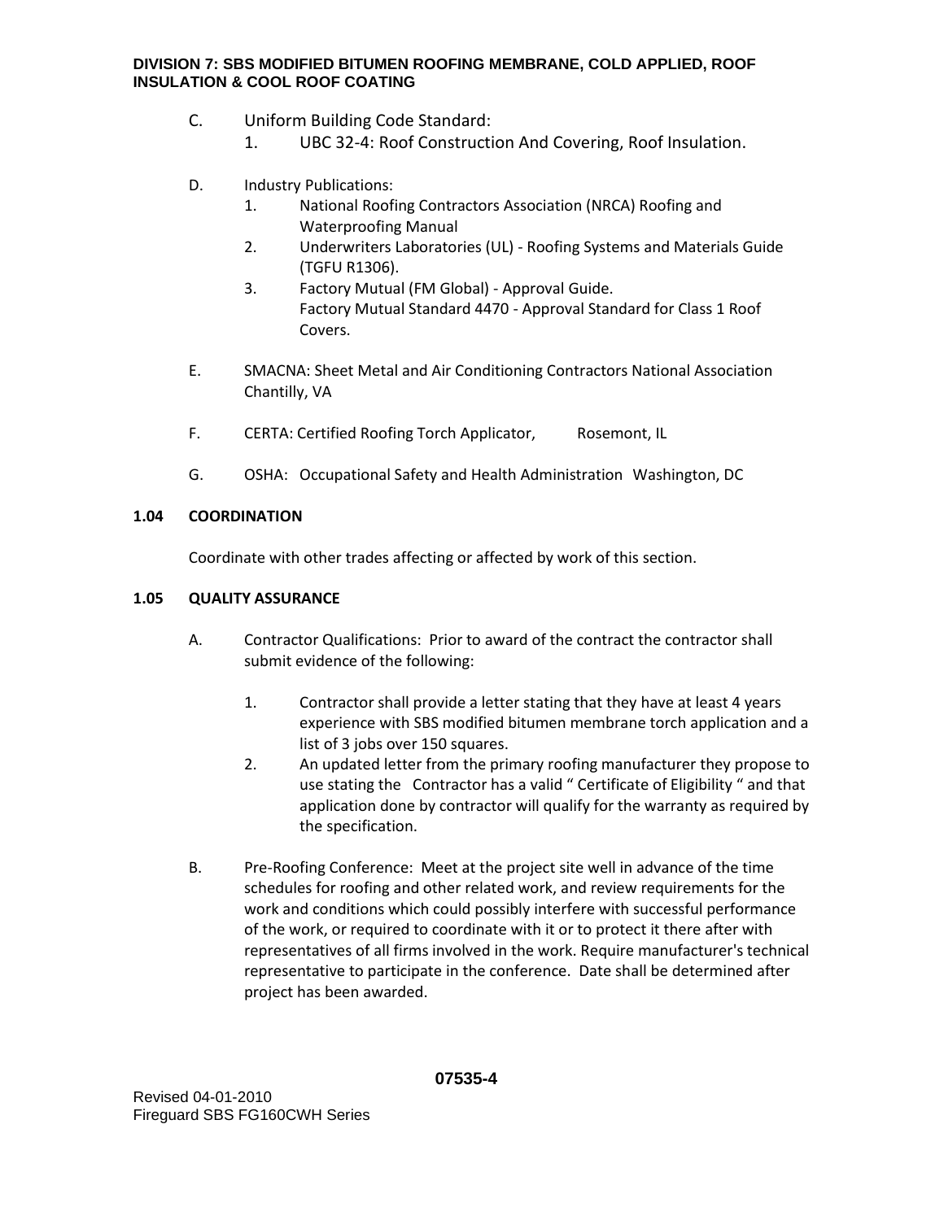C. Uniform Building Code Standard:
   1. UBC 32-4: Roof Construction And Covering, Roof Insulation.

D. Industry Publications:
   1. National Roofing Contractors Association (NRCA) Roofing and Waterproofing Manual
   2. Underwriters Laboratories (UL) - Roofing Systems and Materials Guide (TGFU R1306).
   3. Factory Mutual (FM Global) - Approval Guide.
      Factory Mutual Standard 4470 - Approval Standard for Class 1 Roof Covers.

E. SMACNA: Sheet Metal and Air Conditioning Contractors National Association Chantilly, VA

F. CERTA: Certified Roofing Torch Applicator, Rosemont, IL

G. OSHA: Occupational Safety and Health Administration Washington, DC

## 1.04 COORDINATION

Coordinate with other trades affecting or affected by work of this section.

## 1.05 QUALITY ASSURANCE

A. Contractor Qualifications: Prior to award of the contract the contractor shall submit evidence of the following:

   1. Contractor shall provide a letter stating that they have at least 4 years experience with SBS modified bitumen membrane torch application and a list of 3 jobs over 150 squares.
   2. An updated letter from the primary roofing manufacturer they propose to use stating the Contractor has a valid " Certificate of Eligibility " and that application done by contractor will qualify for the warranty as required by the specification.

B. Pre-Roofing Conference: Meet at the project site well in advance of the time schedules for roofing and other related work, and review requirements for the work and conditions which could possibly interfere with successful performance of the work, or required to coordinate with it or to protect it there after with representatives of all firms involved in the work. Require manufacturer's technical representative to participate in the conference. Date shall be determined after project has been awarded.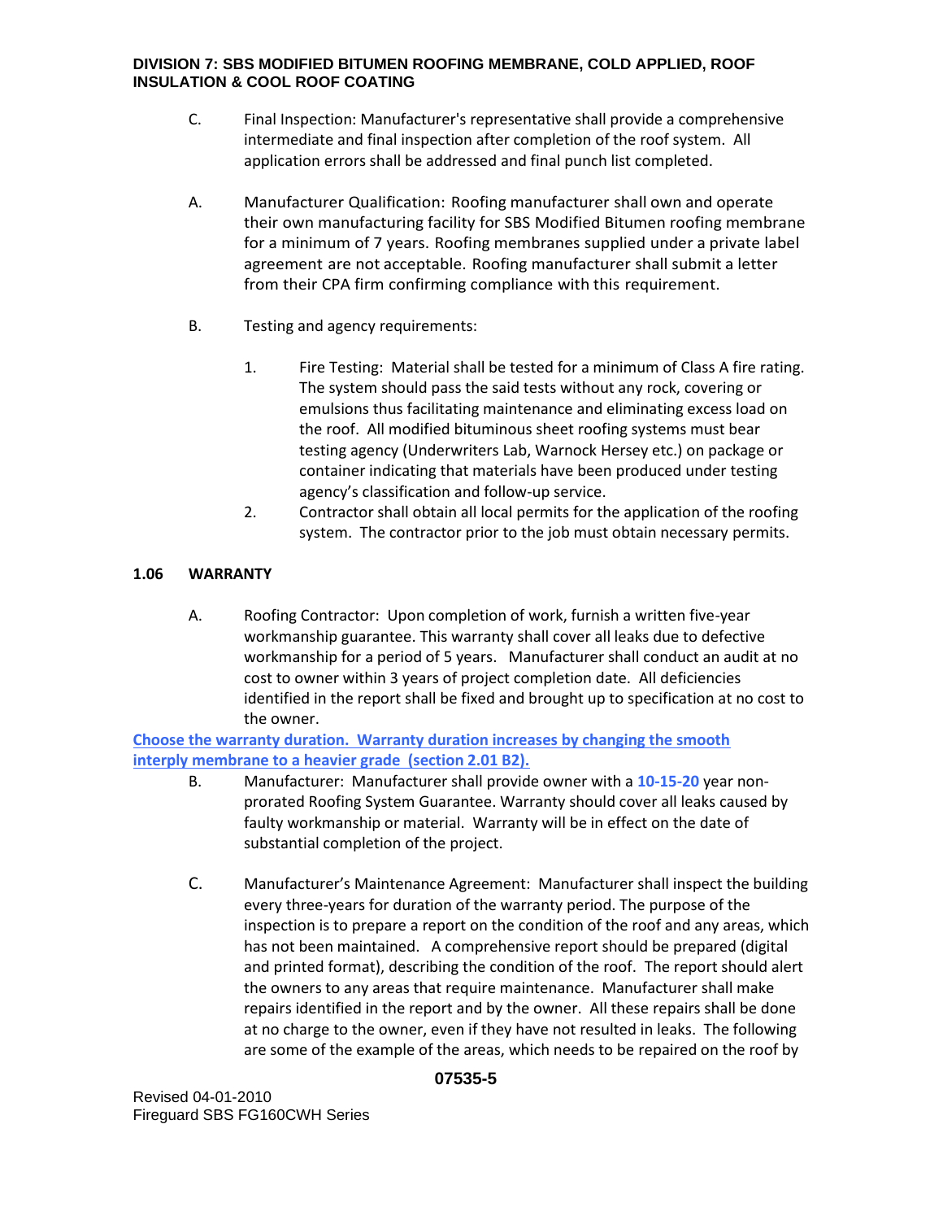C. Final Inspection: Manufacturer's representative shall provide a comprehensive intermediate and final inspection after completion of the roof system. All application errors shall be addressed and final punch list completed.

A. Manufacturer Qualification: Roofing manufacturer shall own and operate their own manufacturing facility for SBS Modified Bitumen roofing membrane for a minimum of 7 years. Roofing membranes supplied under a private label agreement are not acceptable. Roofing manufacturer shall submit a letter from their CPA firm confirming compliance with this requirement.

B. Testing and agency requirements:

1. Fire Testing: Material shall be tested for a minimum of Class A fire rating. The system should pass the said tests without any rock, covering or emulsions thus facilitating maintenance and eliminating excess load on the roof. All modified bituminous sheet roofing systems must bear testing agency (Underwriters Lab, Warnock Hersey etc.) on package or container indicating that materials have been produced under testing agency's classification and follow-up service.
2. Contractor shall obtain all local permits for the application of the roofing system. The contractor prior to the job must obtain necessary permits.

### 1.06 WARRANTY

A. Roofing Contractor: Upon completion of work, furnish a written five-year workmanship guarantee. This warranty shall cover all leaks due to defective workmanship for a period of 5 years. Manufacturer shall conduct an audit at no cost to owner within 3 years of project completion date. All deficiencies identified in the report shall be fixed and brought up to specification at no cost to the owner.

**Choose the warranty duration. Warranty duration increases by changing the smooth interply membrane to a heavier grade (section 2.01 B2).**

B. Manufacturer: Manufacturer shall provide owner with a **10-15-20** year non-prorated Roofing System Guarantee. Warranty should cover all leaks caused by faulty workmanship or material. Warranty will be in effect on the date of substantial completion of the project.

C. Manufacturer's Maintenance Agreement: Manufacturer shall inspect the building every three-years for duration of the warranty period. The purpose of the inspection is to prepare a report on the condition of the roof and any areas, which has not been maintained. A comprehensive report should be prepared (digital and printed format), describing the condition of the roof. The report should alert the owners to any areas that require maintenance. Manufacturer shall make repairs identified in the report and by the owner. All these repairs shall be done at no charge to the owner, even if they have not resulted in leaks. The following are some of the example of the areas, which needs to be repaired on the roof by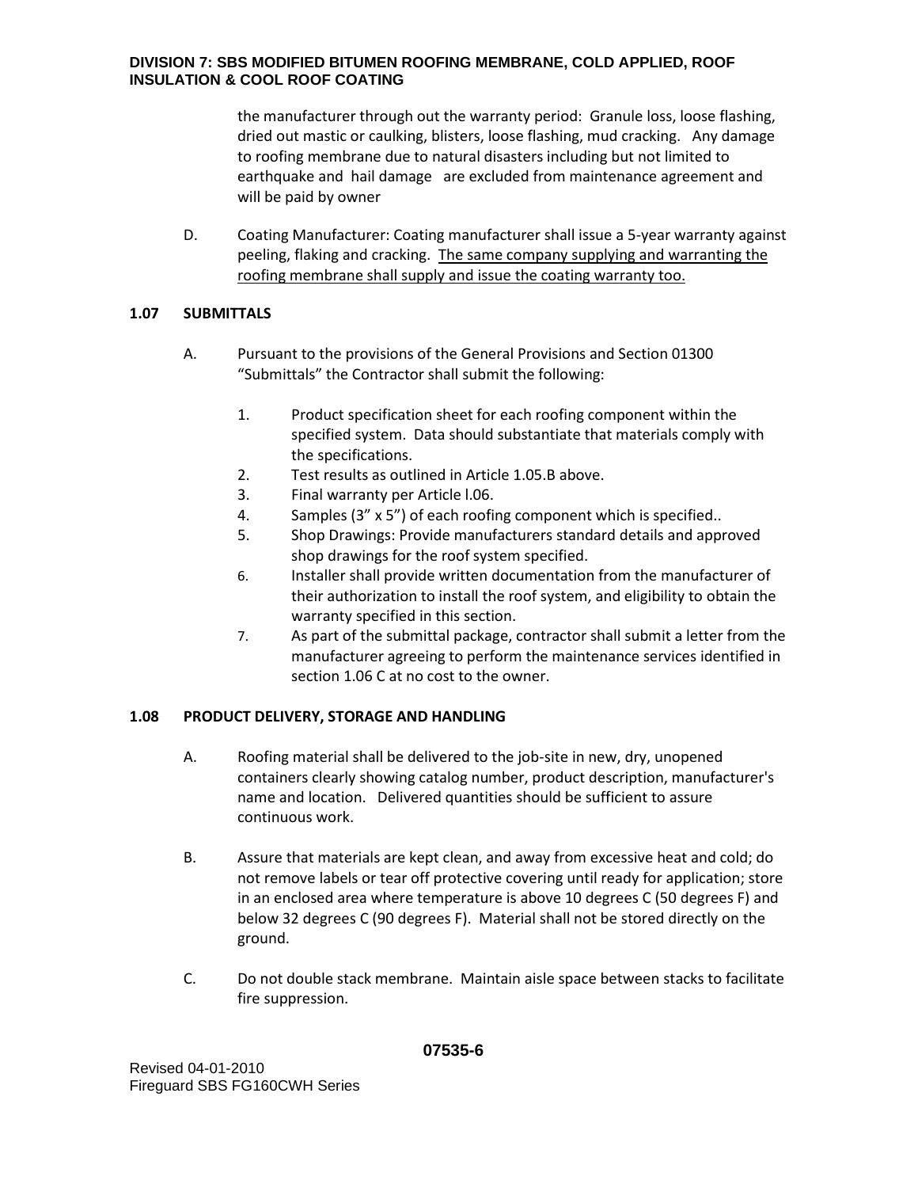the manufacturer through out the warranty period: Granule loss, loose flashing, dried out mastic or caulking, blisters, loose flashing, mud cracking. Any damage to roofing membrane due to natural disasters including but not limited to earthquake and hail damage are excluded from maintenance agreement and will be paid by owner

D. Coating Manufacturer: Coating manufacturer shall issue a 5-year warranty against peeling, flaking and cracking. <u>The same company supplying and warranting the roofing membrane shall supply and issue the coating warranty too.</u>

### 1.07 SUBMITTALS

A. Pursuant to the provisions of the General Provisions and Section 01300 "Submittals" the Contractor shall submit the following:

1. Product specification sheet for each roofing component within the specified system. Data should substantiate that materials comply with the specifications.
2. Test results as outlined in Article 1.05.B above.
3. Final warranty per Article l.06.
4. Samples (3" x 5") of each roofing component which is specified..
5. Shop Drawings: Provide manufacturers standard details and approved shop drawings for the roof system specified.
6. Installer shall provide written documentation from the manufacturer of their authorization to install the roof system, and eligibility to obtain the warranty specified in this section.
7. As part of the submittal package, contractor shall submit a letter from the manufacturer agreeing to perform the maintenance services identified in section 1.06 C at no cost to the owner.

### 1.08 PRODUCT DELIVERY, STORAGE AND HANDLING

A. Roofing material shall be delivered to the job-site in new, dry, unopened containers clearly showing catalog number, product description, manufacturer's name and location. Delivered quantities should be sufficient to assure continuous work.

B. Assure that materials are kept clean, and away from excessive heat and cold; do not remove labels or tear off protective covering until ready for application; store in an enclosed area where temperature is above 10 degrees C (50 degrees F) and below 32 degrees C (90 degrees F). Material shall not be stored directly on the ground.

C. Do not double stack membrane. Maintain aisle space between stacks to facilitate fire suppression.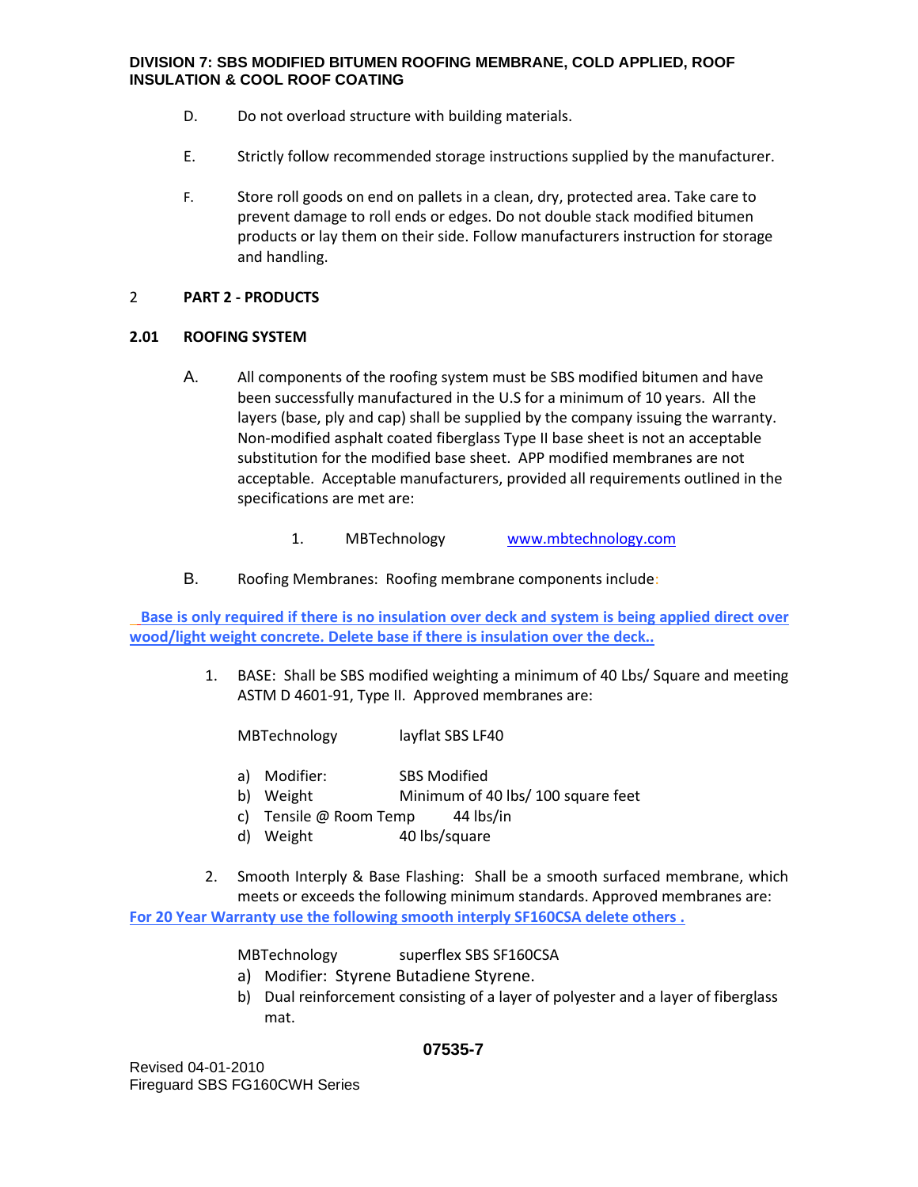D. Do not overload structure with building materials.

E. Strictly follow recommended storage instructions supplied by the manufacturer.

F. Store roll goods on end on pallets in a clean, dry, protected area. Take care to prevent damage to roll ends or edges. Do not double stack modified bitumen products or lay them on their side. Follow manufacturers instruction for storage and handling.

## 2 PART 2 - PRODUCTS

### 2.01 ROOFING SYSTEM

A. All components of the roofing system must be SBS modified bitumen and have been successfully manufactured in the U.S for a minimum of 10 years. All the layers (base, ply and cap) shall be supplied by the company issuing the warranty. Non-modified asphalt coated fiberglass Type II base sheet is not an acceptable substitution for the modified base sheet. APP modified membranes are not acceptable. Acceptable manufacturers, provided all requirements outlined in the specifications are met are:

1. MBTechnology www.mbtechnology.com

B. Roofing Membranes: Roofing membrane components include:

**Base is only required if there is no insulation over deck and system is being applied direct over wood/light weight concrete. Delete base if there is insulation over the deck..**

1. BASE: Shall be SBS modified weighting a minimum of 40 Lbs/ Square and meeting ASTM D 4601-91, Type II. Approved membranes are:

   MBTechnology layflat SBS LF40

   a) Modifier: SBS Modified
   b) Weight Minimum of 40 lbs/ 100 square feet
   c) Tensile @ Room Temp 44 lbs/in
   d) Weight 40 lbs/square

2. Smooth Interply & Base Flashing: Shall be a smooth surfaced membrane, which meets or exceeds the following minimum standards. Approved membranes are:

**For 20 Year Warranty use the following smooth interply SF160CSA delete others .**

   MBTechnology superflex SBS SF160CSA

   a) Modifier: Styrene Butadiene Styrene.
   b) Dual reinforcement consisting of a layer of polyester and a layer of fiberglass mat.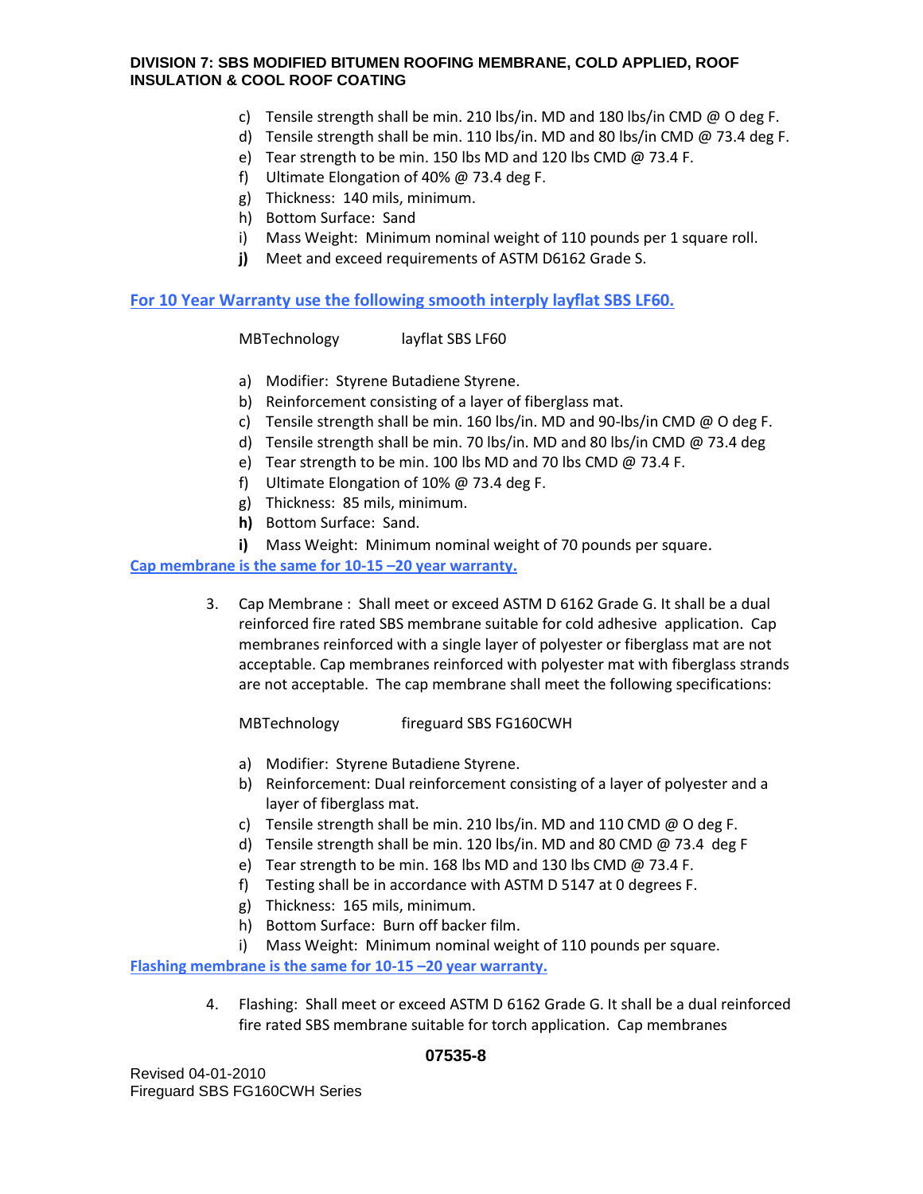c) Tensile strength shall be min. 210 lbs/in. MD and 180 lbs/in CMD @ O deg F.
d) Tensile strength shall be min. 110 lbs/in. MD and 80 lbs/in CMD @ 73.4 deg F.
e) Tear strength to be min. 150 lbs MD and 120 lbs CMD @ 73.4 F.
f) Ultimate Elongation of 40% @ 73.4 deg F.
g) Thickness: 140 mils, minimum.
h) Bottom Surface: Sand
i) Mass Weight: Minimum nominal weight of 110 pounds per 1 square roll.
**j)** Meet and exceed requirements of ASTM D6162 Grade S.

**For 10 Year Warranty use the following smooth interply layflat SBS LF60.**

MBTechnology layflat SBS LF60

a) Modifier: Styrene Butadiene Styrene.
b) Reinforcement consisting of a layer of fiberglass mat.
c) Tensile strength shall be min. 160 lbs/in. MD and 90-lbs/in CMD @ O deg F.
d) Tensile strength shall be min. 70 lbs/in. MD and 80 lbs/in CMD @ 73.4 deg
e) Tear strength to be min. 100 lbs MD and 70 lbs CMD @ 73.4 F.
f) Ultimate Elongation of 10% @ 73.4 deg F.
g) Thickness: 85 mils, minimum.
**h)** Bottom Surface: Sand.
**i)** Mass Weight: Minimum nominal weight of 70 pounds per square.

**Cap membrane is the same for 10-15 –20 year warranty.**

3. Cap Membrane : Shall meet or exceed ASTM D 6162 Grade G. It shall be a dual reinforced fire rated SBS membrane suitable for cold adhesive application. Cap membranes reinforced with a single layer of polyester or fiberglass mat are not acceptable. Cap membranes reinforced with polyester mat with fiberglass strands are not acceptable. The cap membrane shall meet the following specifications:

MBTechnology fireguard SBS FG160CWH

a) Modifier: Styrene Butadiene Styrene.
b) Reinforcement: Dual reinforcement consisting of a layer of polyester and a layer of fiberglass mat.
c) Tensile strength shall be min. 210 lbs/in. MD and 110 CMD @ O deg F.
d) Tensile strength shall be min. 120 lbs/in. MD and 80 CMD @ 73.4 deg F
e) Tear strength to be min. 168 lbs MD and 130 lbs CMD @ 73.4 F.
f) Testing shall be in accordance with ASTM D 5147 at 0 degrees F.
g) Thickness: 165 mils, minimum.
h) Bottom Surface: Burn off backer film.
i) Mass Weight: Minimum nominal weight of 110 pounds per square.

**Flashing membrane is the same for 10-15 –20 year warranty.**

4. Flashing: Shall meet or exceed ASTM D 6162 Grade G. It shall be a dual reinforced fire rated SBS membrane suitable for torch application. Cap membranes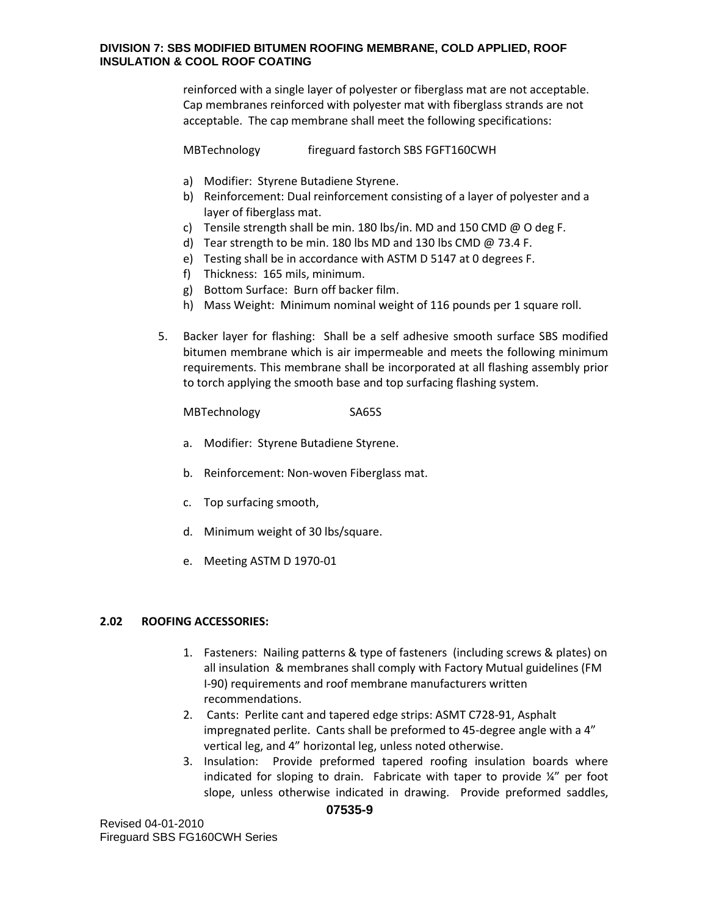reinforced with a single layer of polyester or fiberglass mat are not acceptable. Cap membranes reinforced with polyester mat with fiberglass strands are not acceptable. The cap membrane shall meet the following specifications:

MBTechnology fireguard fastorch SBS FGFT160CWH

a) Modifier: Styrene Butadiene Styrene.
b) Reinforcement: Dual reinforcement consisting of a layer of polyester and a layer of fiberglass mat.
c) Tensile strength shall be min. 180 lbs/in. MD and 150 CMD @ O deg F.
d) Tear strength to be min. 180 lbs MD and 130 lbs CMD @ 73.4 F.
e) Testing shall be in accordance with ASTM D 5147 at 0 degrees F.
f) Thickness: 165 mils, minimum.
g) Bottom Surface: Burn off backer film.
h) Mass Weight: Minimum nominal weight of 116 pounds per 1 square roll.

5. Backer layer for flashing: Shall be a self adhesive smooth surface SBS modified bitumen membrane which is air impermeable and meets the following minimum requirements. This membrane shall be incorporated at all flashing assembly prior to torch applying the smooth base and top surfacing flashing system.

   MBTechnology SA65S

   a. Modifier: Styrene Butadiene Styrene.

   b. Reinforcement: Non-woven Fiberglass mat.

   c. Top surfacing smooth,

   d. Minimum weight of 30 lbs/square.

   e. Meeting ASTM D 1970-01

**2.02 ROOFING ACCESSORIES:**

1. Fasteners: Nailing patterns & type of fasteners (including screws & plates) on all insulation & membranes shall comply with Factory Mutual guidelines (FM I-90) requirements and roof membrane manufacturers written recommendations.
2. Cants: Perlite cant and tapered edge strips: ASMT C728-91, Asphalt impregnated perlite. Cants shall be preformed to 45-degree angle with a 4" vertical leg, and 4" horizontal leg, unless noted otherwise.
3. Insulation: Provide preformed tapered roofing insulation boards where indicated for sloping to drain. Fabricate with taper to provide ¼" per foot slope, unless otherwise indicated in drawing. Provide preformed saddles,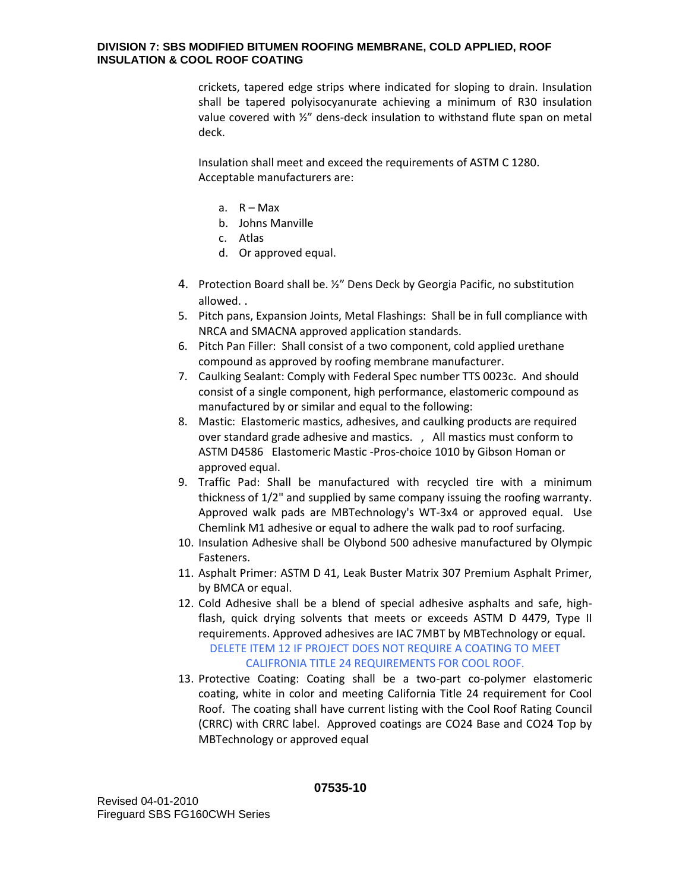crickets, tapered edge strips where indicated for sloping to drain. Insulation shall be tapered polyisocyanurate achieving a minimum of R30 insulation value covered with ½" dens-deck insulation to withstand flute span on metal deck.

Insulation shall meet and exceed the requirements of ASTM C 1280. Acceptable manufacturers are:

a. R – Max
b. Johns Manville
c. Atlas
d. Or approved equal.

4. Protection Board shall be. ½" Dens Deck by Georgia Pacific, no substitution allowed. .
5. Pitch pans, Expansion Joints, Metal Flashings: Shall be in full compliance with NRCA and SMACNA approved application standards.
6. Pitch Pan Filler: Shall consist of a two component, cold applied urethane compound as approved by roofing membrane manufacturer.
7. Caulking Sealant: Comply with Federal Spec number TTS 0023c. And should consist of a single component, high performance, elastomeric compound as manufactured by or similar and equal to the following:
8. Mastic: Elastomeric mastics, adhesives, and caulking products are required over standard grade adhesive and mastics. , All mastics must conform to ASTM D4586 Elastomeric Mastic -Pros-choice 1010 by Gibson Homan or approved equal.
9. Traffic Pad: Shall be manufactured with recycled tire with a minimum thickness of 1/2" and supplied by same company issuing the roofing warranty. Approved walk pads are MBTechnology's WT-3x4 or approved equal. Use Chemlink M1 adhesive or equal to adhere the walk pad to roof surfacing.
10. Insulation Adhesive shall be Olybond 500 adhesive manufactured by Olympic Fasteners.
11. Asphalt Primer: ASTM D 41, Leak Buster Matrix 307 Premium Asphalt Primer, by BMCA or equal.
12. Cold Adhesive shall be a blend of special adhesive asphalts and safe, high-flash, quick drying solvents that meets or exceeds ASTM D 4479, Type II requirements. Approved adhesives are IAC 7MBT by MBTechnology or equal.

DELETE ITEM 12 IF PROJECT DOES NOT REQUIRE A COATING TO MEET CALIFRONIA TITLE 24 REQUIREMENTS FOR COOL ROOF.

13. Protective Coating: Coating shall be a two-part co-polymer elastomeric coating, white in color and meeting California Title 24 requirement for Cool Roof. The coating shall have current listing with the Cool Roof Rating Council (CRRC) with CRRC label. Approved coatings are CO24 Base and CO24 Top by MBTechnology or approved equal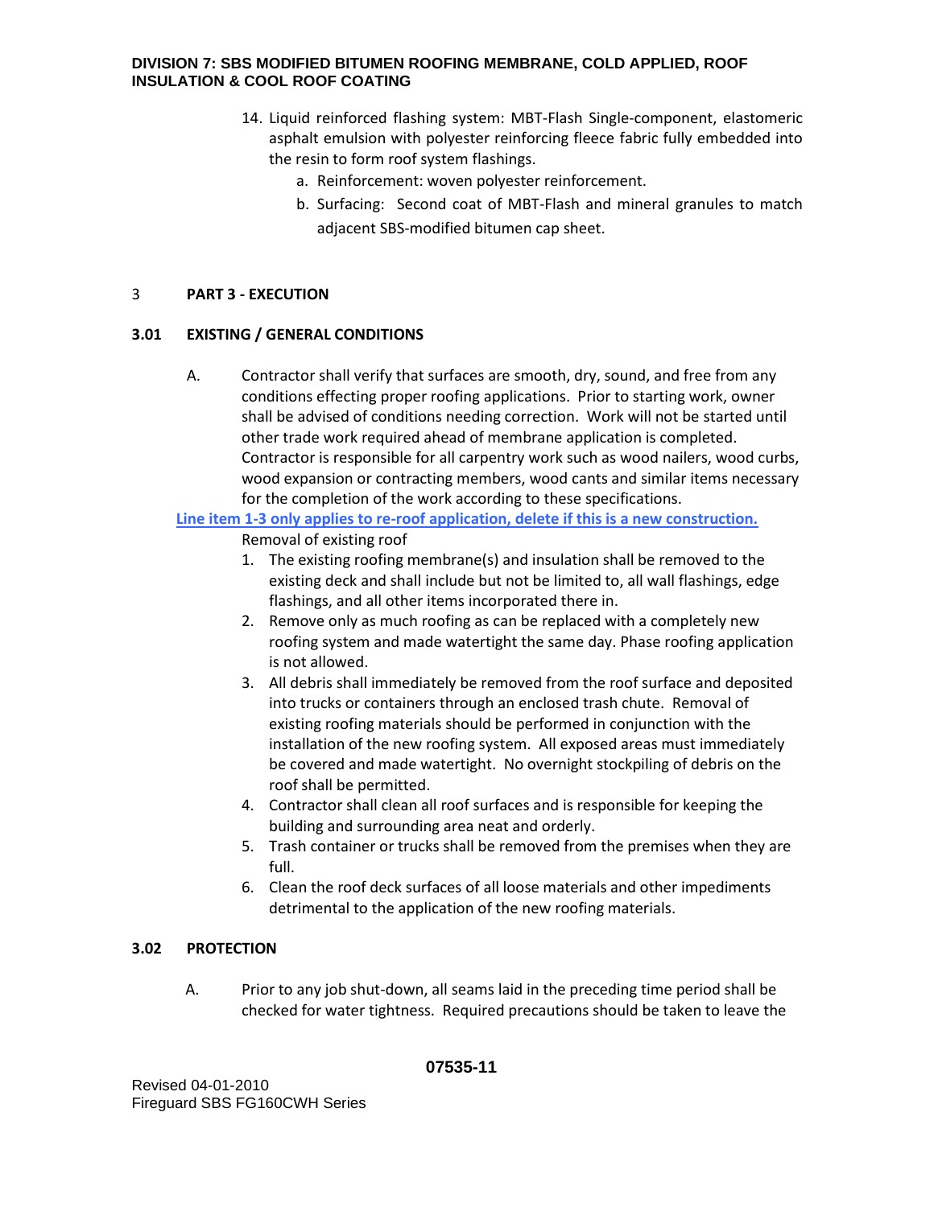14. Liquid reinforced flashing system: MBT-Flash Single-component, elastomeric asphalt emulsion with polyester reinforcing fleece fabric fully embedded into the resin to form roof system flashings.
    a. Reinforcement: woven polyester reinforcement.
    b. Surfacing: Second coat of MBT-Flash and mineral granules to match adjacent SBS-modified bitumen cap sheet.

## 3 PART 3 - EXECUTION

### 3.01 EXISTING / GENERAL CONDITIONS

A. Contractor shall verify that surfaces are smooth, dry, sound, and free from any conditions effecting proper roofing applications. Prior to starting work, owner shall be advised of conditions needing correction. Work will not be started until other trade work required ahead of membrane application is completed. Contractor is responsible for all carpentry work such as wood nailers, wood curbs, wood expansion or contracting members, wood cants and similar items necessary for the completion of the work according to these specifications.

**Line item 1-3 only applies to re-roof application, delete if this is a new construction.**

Removal of existing roof

1. The existing roofing membrane(s) and insulation shall be removed to the existing deck and shall include but not be limited to, all wall flashings, edge flashings, and all other items incorporated there in.
2. Remove only as much roofing as can be replaced with a completely new roofing system and made watertight the same day. Phase roofing application is not allowed.
3. All debris shall immediately be removed from the roof surface and deposited into trucks or containers through an enclosed trash chute. Removal of existing roofing materials should be performed in conjunction with the installation of the new roofing system. All exposed areas must immediately be covered and made watertight. No overnight stockpiling of debris on the roof shall be permitted.
4. Contractor shall clean all roof surfaces and is responsible for keeping the building and surrounding area neat and orderly.
5. Trash container or trucks shall be removed from the premises when they are full.
6. Clean the roof deck surfaces of all loose materials and other impediments detrimental to the application of the new roofing materials.

### 3.02 PROTECTION

A. Prior to any job shut-down, all seams laid in the preceding time period shall be checked for water tightness. Required precautions should be taken to leave the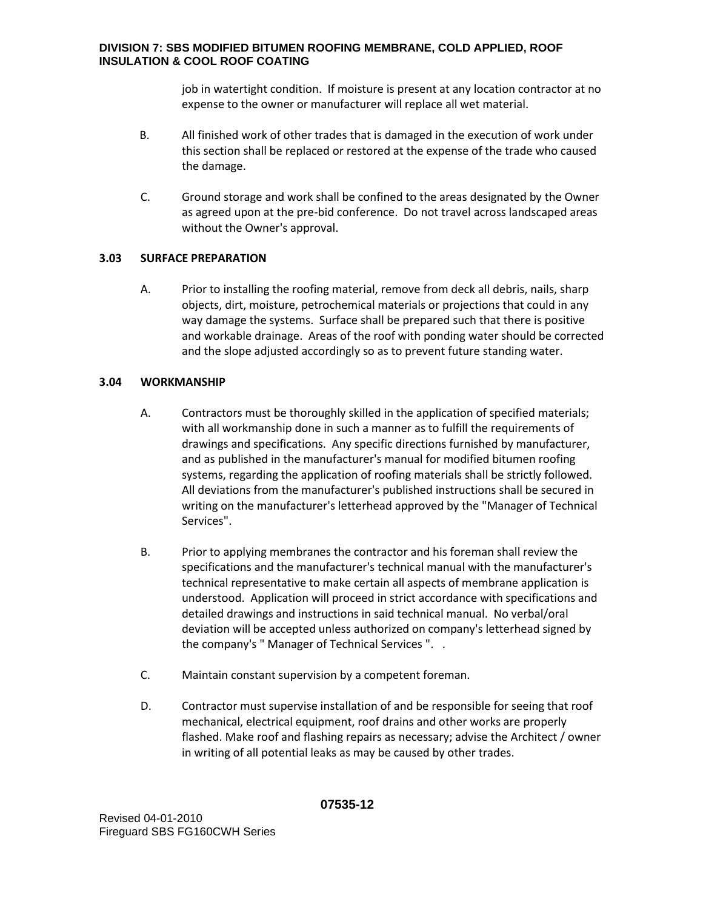job in watertight condition. If moisture is present at any location contractor at no expense to the owner or manufacturer will replace all wet material.

B. All finished work of other trades that is damaged in the execution of work under this section shall be replaced or restored at the expense of the trade who caused the damage.

C. Ground storage and work shall be confined to the areas designated by the Owner as agreed upon at the pre-bid conference. Do not travel across landscaped areas without the Owner's approval.

### 3.03 SURFACE PREPARATION

A. Prior to installing the roofing material, remove from deck all debris, nails, sharp objects, dirt, moisture, petrochemical materials or projections that could in any way damage the systems. Surface shall be prepared such that there is positive and workable drainage. Areas of the roof with ponding water should be corrected and the slope adjusted accordingly so as to prevent future standing water.

### 3.04 WORKMANSHIP

A. Contractors must be thoroughly skilled in the application of specified materials; with all workmanship done in such a manner as to fulfill the requirements of drawings and specifications. Any specific directions furnished by manufacturer, and as published in the manufacturer's manual for modified bitumen roofing systems, regarding the application of roofing materials shall be strictly followed. All deviations from the manufacturer's published instructions shall be secured in writing on the manufacturer's letterhead approved by the "Manager of Technical Services".

B. Prior to applying membranes the contractor and his foreman shall review the specifications and the manufacturer's technical manual with the manufacturer's technical representative to make certain all aspects of membrane application is understood. Application will proceed in strict accordance with specifications and detailed drawings and instructions in said technical manual. No verbal/oral deviation will be accepted unless authorized on company's letterhead signed by the company's " Manager of Technical Services ". .

C. Maintain constant supervision by a competent foreman.

D. Contractor must supervise installation of and be responsible for seeing that roof mechanical, electrical equipment, roof drains and other works are properly flashed. Make roof and flashing repairs as necessary; advise the Architect / owner in writing of all potential leaks as may be caused by other trades.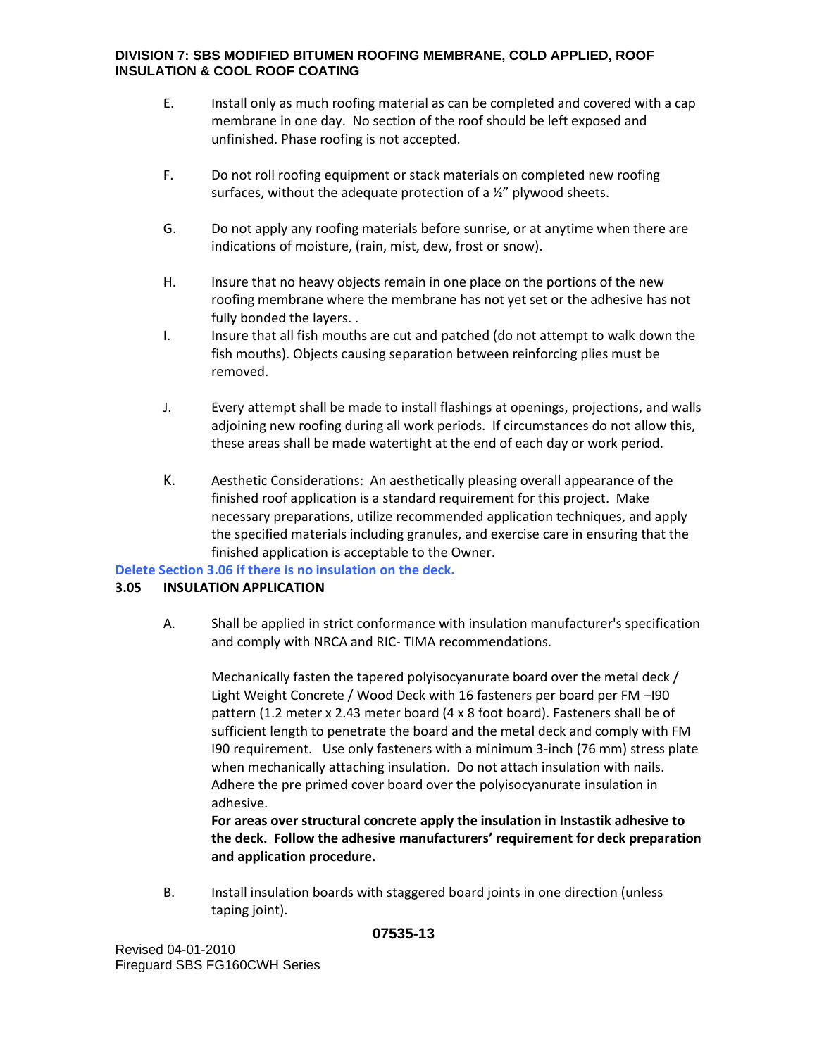E. Install only as much roofing material as can be completed and covered with a cap membrane in one day. No section of the roof should be left exposed and unfinished. Phase roofing is not accepted.

F. Do not roll roofing equipment or stack materials on completed new roofing surfaces, without the adequate protection of a ½" plywood sheets.

G. Do not apply any roofing materials before sunrise, or at anytime when there are indications of moisture, (rain, mist, dew, frost or snow).

H. Insure that no heavy objects remain in one place on the portions of the new roofing membrane where the membrane has not yet set or the adhesive has not fully bonded the layers. .

I. Insure that all fish mouths are cut and patched (do not attempt to walk down the fish mouths). Objects causing separation between reinforcing plies must be removed.

J. Every attempt shall be made to install flashings at openings, projections, and walls adjoining new roofing during all work periods. If circumstances do not allow this, these areas shall be made watertight at the end of each day or work period.

K. Aesthetic Considerations: An aesthetically pleasing overall appearance of the finished roof application is a standard requirement for this project. Make necessary preparations, utilize recommended application techniques, and apply the specified materials including granules, and exercise care in ensuring that the finished application is acceptable to the Owner.

**Delete Section 3.06 if there is no insulation on the deck.**

**3.05 INSULATION APPLICATION**

A. Shall be applied in strict conformance with insulation manufacturer's specification and comply with NRCA and RIC- TIMA recommendations.

Mechanically fasten the tapered polyisocyanurate board over the metal deck / Light Weight Concrete / Wood Deck with 16 fasteners per board per FM –I90 pattern (1.2 meter x 2.43 meter board (4 x 8 foot board). Fasteners shall be of sufficient length to penetrate the board and the metal deck and comply with FM I90 requirement. Use only fasteners with a minimum 3-inch (76 mm) stress plate when mechanically attaching insulation. Do not attach insulation with nails. Adhere the pre primed cover board over the polyisocyanurate insulation in adhesive.

**For areas over structural concrete apply the insulation in Instastik adhesive to the deck. Follow the adhesive manufacturers' requirement for deck preparation and application procedure.**

B. Install insulation boards with staggered board joints in one direction (unless taping joint).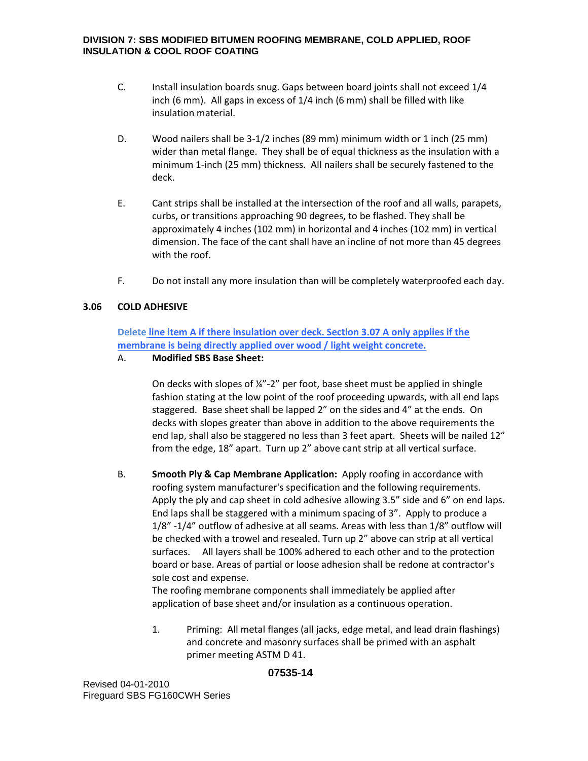C. Install insulation boards snug. Gaps between board joints shall not exceed 1/4 inch (6 mm). All gaps in excess of 1/4 inch (6 mm) shall be filled with like insulation material.

D. Wood nailers shall be 3-1/2 inches (89 mm) minimum width or 1 inch (25 mm) wider than metal flange. They shall be of equal thickness as the insulation with a minimum 1-inch (25 mm) thickness. All nailers shall be securely fastened to the deck.

E. Cant strips shall be installed at the intersection of the roof and all walls, parapets, curbs, or transitions approaching 90 degrees, to be flashed. They shall be approximately 4 inches (102 mm) in horizontal and 4 inches (102 mm) in vertical dimension. The face of the cant shall have an incline of not more than 45 degrees with the roof.

F. Do not install any more insulation than will be completely waterproofed each day.

### 3.06 COLD ADHESIVE

**Delete line item A if there insulation over deck. Section 3.07 A only applies if the membrane is being directly applied over wood / light weight concrete.**

A. **Modified SBS Base Sheet:**

On decks with slopes of ¼"-2" per foot, base sheet must be applied in shingle fashion stating at the low point of the roof proceeding upwards, with all end laps staggered. Base sheet shall be lapped 2" on the sides and 4" at the ends. On decks with slopes greater than above in addition to the above requirements the end lap, shall also be staggered no less than 3 feet apart. Sheets will be nailed 12" from the edge, 18" apart. Turn up 2" above cant strip at all vertical surface.

B. **Smooth Ply & Cap Membrane Application:** Apply roofing in accordance with roofing system manufacturer's specification and the following requirements. Apply the ply and cap sheet in cold adhesive allowing 3.5" side and 6" on end laps. End laps shall be staggered with a minimum spacing of 3". Apply to produce a 1/8" -1/4" outflow of adhesive at all seams. Areas with less than 1/8" outflow will be checked with a trowel and resealed. Turn up 2" above can strip at all vertical surfaces. All layers shall be 100% adhered to each other and to the protection board or base. Areas of partial or loose adhesion shall be redone at contractor's sole cost and expense.
The roofing membrane components shall immediately be applied after application of base sheet and/or insulation as a continuous operation.

1. Priming: All metal flanges (all jacks, edge metal, and lead drain flashings) and concrete and masonry surfaces shall be primed with an asphalt primer meeting ASTM D 41.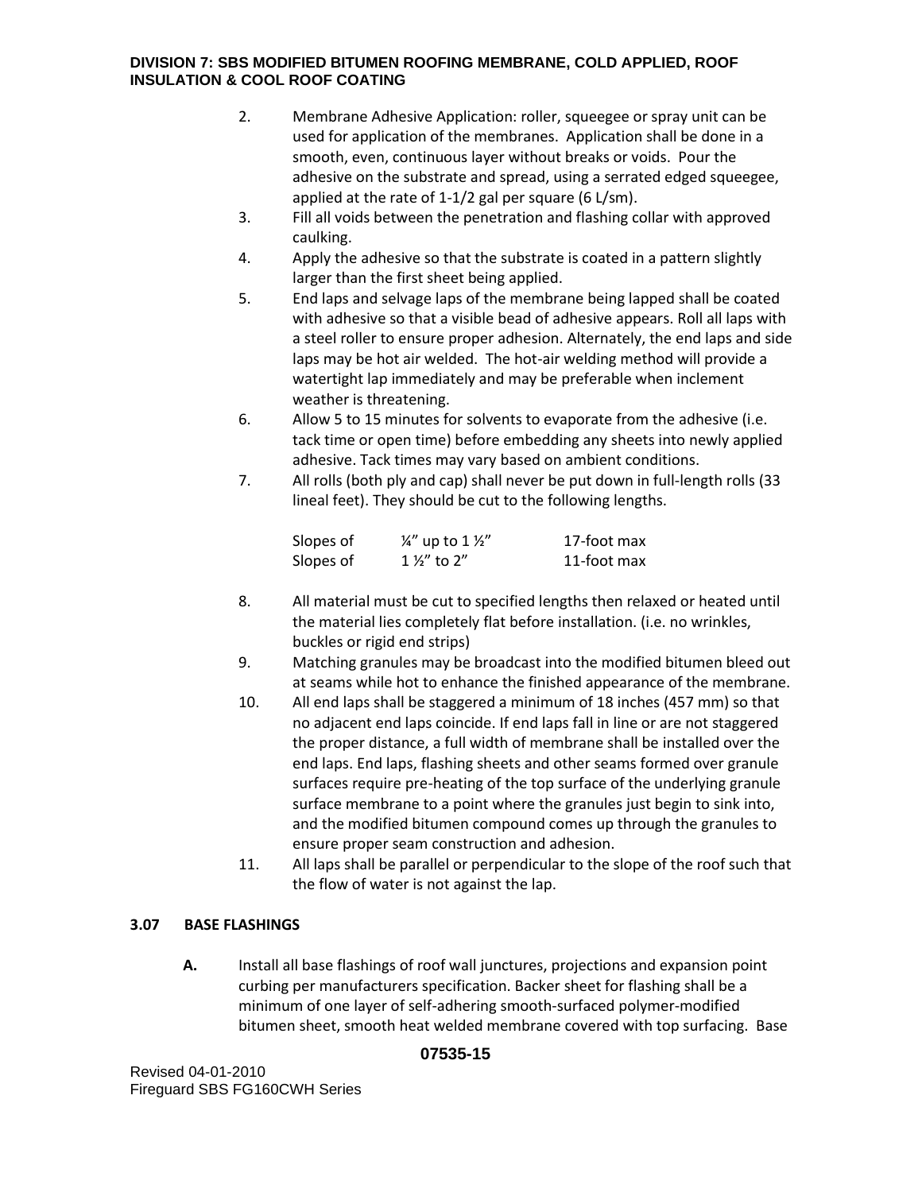2. Membrane Adhesive Application: roller, squeegee or spray unit can be used for application of the membranes. Application shall be done in a smooth, even, continuous layer without breaks or voids. Pour the adhesive on the substrate and spread, using a serrated edged squeegee, applied at the rate of 1-1/2 gal per square (6 L/sm).
3. Fill all voids between the penetration and flashing collar with approved caulking.
4. Apply the adhesive so that the substrate is coated in a pattern slightly larger than the first sheet being applied.
5. End laps and selvage laps of the membrane being lapped shall be coated with adhesive so that a visible bead of adhesive appears. Roll all laps with a steel roller to ensure proper adhesion. Alternately, the end laps and side laps may be hot air welded. The hot-air welding method will provide a watertight lap immediately and may be preferable when inclement weather is threatening.
6. Allow 5 to 15 minutes for solvents to evaporate from the adhesive (i.e. tack time or open time) before embedding any sheets into newly applied adhesive. Tack times may vary based on ambient conditions.
7. All rolls (both ply and cap) shall never be put down in full-length rolls (33 lineal feet). They should be cut to the following lengths.

| | | |
|---|---|---|
| Slopes of | ¼" up to 1 ½" | 17-foot max |
| Slopes of | 1 ½" to 2" | 11-foot max |

8. All material must be cut to specified lengths then relaxed or heated until the material lies completely flat before installation. (i.e. no wrinkles, buckles or rigid end strips)
9. Matching granules may be broadcast into the modified bitumen bleed out at seams while hot to enhance the finished appearance of the membrane.
10. All end laps shall be staggered a minimum of 18 inches (457 mm) so that no adjacent end laps coincide. If end laps fall in line or are not staggered the proper distance, a full width of membrane shall be installed over the end laps. End laps, flashing sheets and other seams formed over granule surfaces require pre-heating of the top surface of the underlying granule surface membrane to a point where the granules just begin to sink into, and the modified bitumen compound comes up through the granules to ensure proper seam construction and adhesion.
11. All laps shall be parallel or perpendicular to the slope of the roof such that the flow of water is not against the lap.

## 3.07 BASE FLASHINGS

**A.** Install all base flashings of roof wall junctures, projections and expansion point curbing per manufacturers specification. Backer sheet for flashing shall be a minimum of one layer of self-adhering smooth-surfaced polymer-modified bitumen sheet, smooth heat welded membrane covered with top surfacing. Base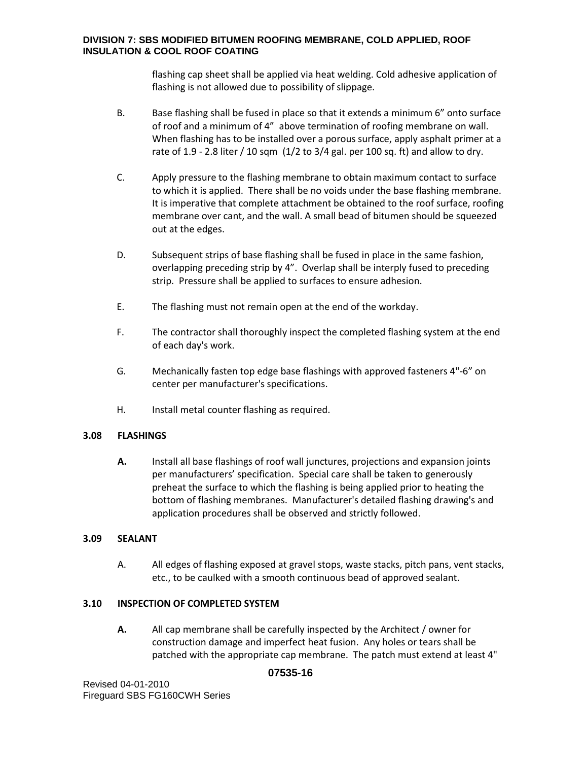flashing cap sheet shall be applied via heat welding. Cold adhesive application of flashing is not allowed due to possibility of slippage.

B. Base flashing shall be fused in place so that it extends a minimum 6" onto surface of roof and a minimum of 4" above termination of roofing membrane on wall. When flashing has to be installed over a porous surface, apply asphalt primer at a rate of 1.9 - 2.8 liter / 10 sqm (1/2 to 3/4 gal. per 100 sq. ft) and allow to dry.

C. Apply pressure to the flashing membrane to obtain maximum contact to surface to which it is applied. There shall be no voids under the base flashing membrane. It is imperative that complete attachment be obtained to the roof surface, roofing membrane over cant, and the wall. A small bead of bitumen should be squeezed out at the edges.

D. Subsequent strips of base flashing shall be fused in place in the same fashion, overlapping preceding strip by 4". Overlap shall be interply fused to preceding strip. Pressure shall be applied to surfaces to ensure adhesion.

E. The flashing must not remain open at the end of the workday.

F. The contractor shall thoroughly inspect the completed flashing system at the end of each day's work.

G. Mechanically fasten top edge base flashings with approved fasteners 4"-6" on center per manufacturer's specifications.

H. Install metal counter flashing as required.

### 3.08 FLASHINGS

**A.** Install all base flashings of roof wall junctures, projections and expansion joints per manufacturers' specification. Special care shall be taken to generously preheat the surface to which the flashing is being applied prior to heating the bottom of flashing membranes. Manufacturer's detailed flashing drawing's and application procedures shall be observed and strictly followed.

### 3.09 SEALANT

A. All edges of flashing exposed at gravel stops, waste stacks, pitch pans, vent stacks, etc., to be caulked with a smooth continuous bead of approved sealant.

### 3.10 INSPECTION OF COMPLETED SYSTEM

**A.** All cap membrane shall be carefully inspected by the Architect / owner for construction damage and imperfect heat fusion. Any holes or tears shall be patched with the appropriate cap membrane. The patch must extend at least 4"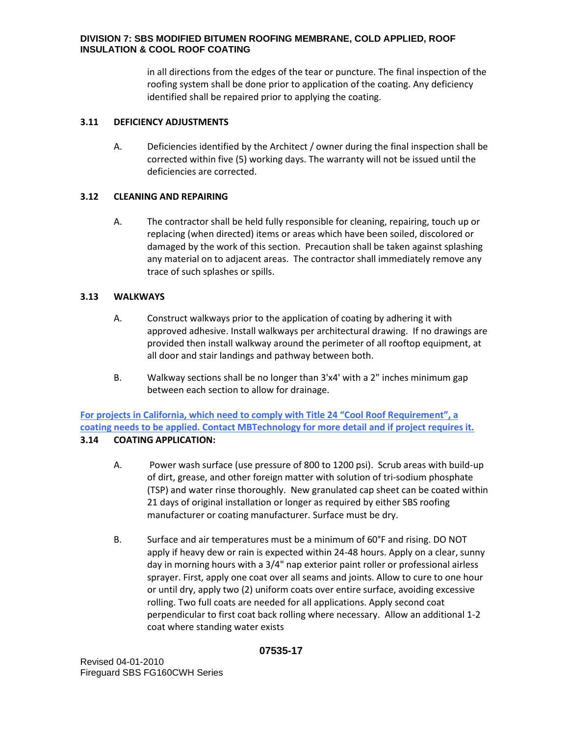in all directions from the edges of the tear or puncture. The final inspection of the roofing system shall be done prior to application of the coating. Any deficiency identified shall be repaired prior to applying the coating.

### 3.11 DEFICIENCY ADJUSTMENTS

A. Deficiencies identified by the Architect / owner during the final inspection shall be corrected within five (5) working days. The warranty will not be issued until the deficiencies are corrected.

### 3.12 CLEANING AND REPAIRING

A. The contractor shall be held fully responsible for cleaning, repairing, touch up or replacing (when directed) items or areas which have been soiled, discolored or damaged by the work of this section. Precaution shall be taken against splashing any material on to adjacent areas. The contractor shall immediately remove any trace of such splashes or spills.

### 3.13 WALKWAYS

A. Construct walkways prior to the application of coating by adhering it with approved adhesive. Install walkways per architectural drawing. If no drawings are provided then install walkway around the perimeter of all rooftop equipment, at all door and stair landings and pathway between both.

B. Walkway sections shall be no longer than 3'x4' with a 2" inches minimum gap between each section to allow for drainage.

**For projects in California, which need to comply with Title 24 "Cool Roof Requirement", a coating needs to be applied. Contact MBTechnology for more detail and if project requires it.**

### 3.14 COATING APPLICATION:

A. Power wash surface (use pressure of 800 to 1200 psi). Scrub areas with build-up of dirt, grease, and other foreign matter with solution of tri-sodium phosphate (TSP) and water rinse thoroughly. New granulated cap sheet can be coated within 21 days of original installation or longer as required by either SBS roofing manufacturer or coating manufacturer. Surface must be dry.

B. Surface and air temperatures must be a minimum of 60°F and rising. DO NOT apply if heavy dew or rain is expected within 24-48 hours. Apply on a clear, sunny day in morning hours with a 3/4" nap exterior paint roller or professional airless sprayer. First, apply one coat over all seams and joints. Allow to cure to one hour or until dry, apply two (2) uniform coats over entire surface, avoiding excessive rolling. Two full coats are needed for all applications. Apply second coat perpendicular to first coat back rolling where necessary. Allow an additional 1-2 coat where standing water exists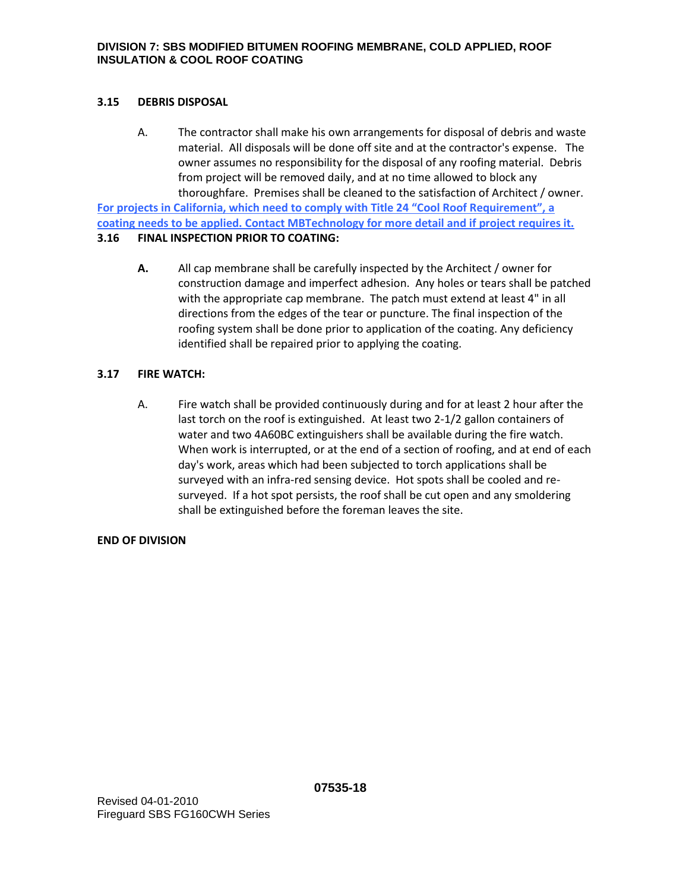### 3.15 DEBRIS DISPOSAL

A. The contractor shall make his own arrangements for disposal of debris and waste material. All disposals will be done off site and at the contractor's expense. The owner assumes no responsibility for the disposal of any roofing material. Debris from project will be removed daily, and at no time allowed to block any thoroughfare. Premises shall be cleaned to the satisfaction of Architect / owner.

**For projects in California, which need to comply with Title 24 "Cool Roof Requirement", a coating needs to be applied. Contact MBTechnology for more detail and if project requires it.**

### 3.16 FINAL INSPECTION PRIOR TO COATING:

**A.** All cap membrane shall be carefully inspected by the Architect / owner for construction damage and imperfect adhesion. Any holes or tears shall be patched with the appropriate cap membrane. The patch must extend at least 4" in all directions from the edges of the tear or puncture. The final inspection of the roofing system shall be done prior to application of the coating. Any deficiency identified shall be repaired prior to applying the coating.

### 3.17 FIRE WATCH:

A. Fire watch shall be provided continuously during and for at least 2 hour after the last torch on the roof is extinguished. At least two 2-1/2 gallon containers of water and two 4A60BC extinguishers shall be available during the fire watch. When work is interrupted, or at the end of a section of roofing, and at end of each day's work, areas which had been subjected to torch applications shall be surveyed with an infra-red sensing device. Hot spots shall be cooled and re-surveyed. If a hot spot persists, the roof shall be cut open and any smoldering shall be extinguished before the foreman leaves the site.

**END OF DIVISION**